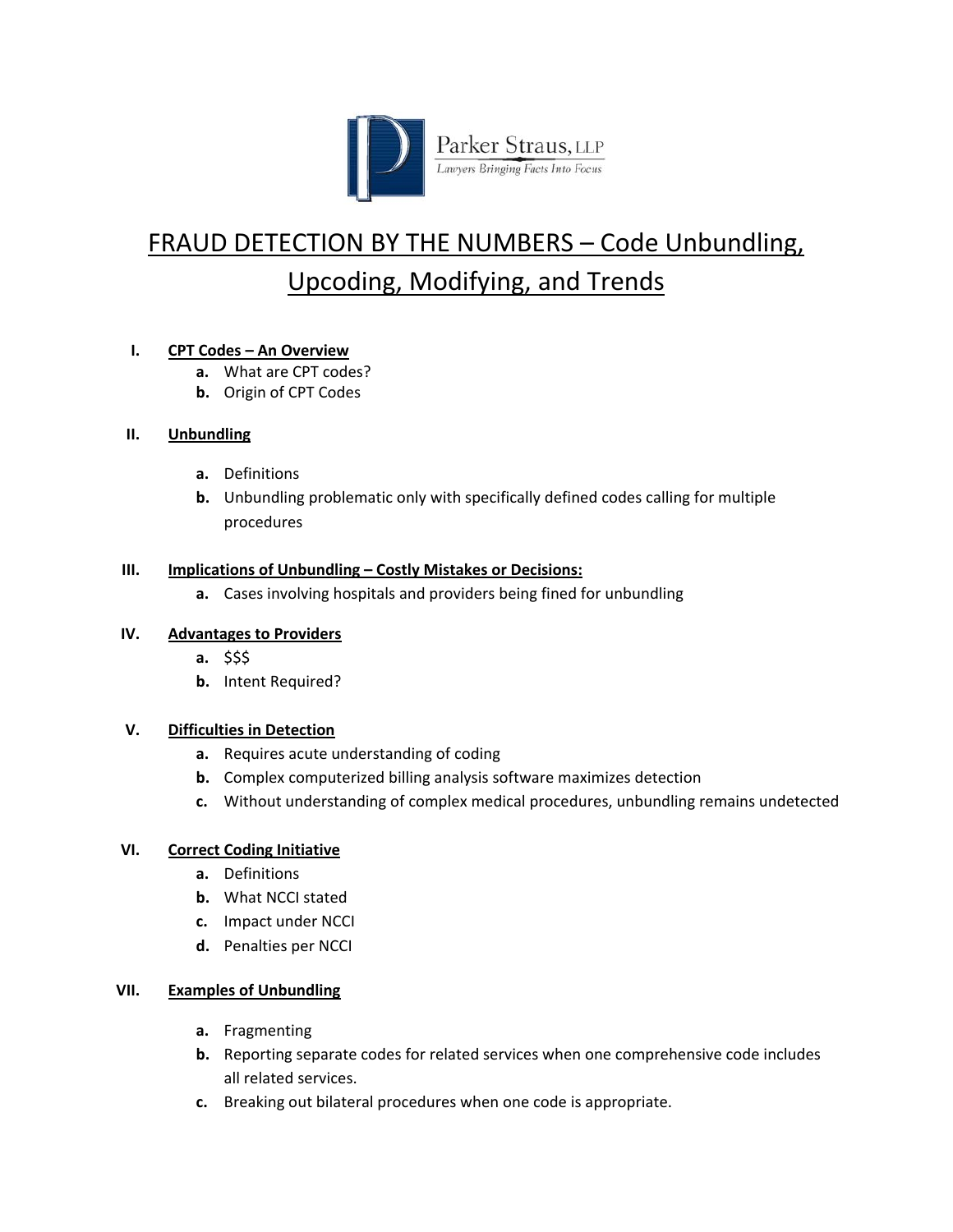Parker Straus, LLP

*Lawyers Bringing Facts Into Focus*

# FRAUD DETECTION BY THE NUMBERS – Code Unbundling, Upcoding, Modifying, and Trends

## I. CPT Codes – An Overview

- **a.** What are CPT codes?
- **b.** Origin of CPT Codes

## II. Unbundling

- **a.** Definitions
- **b.** Unbundling problematic only with specifically defined codes calling for multiple procedures

## III. Implications of Unbundling – Costly Mistakes or Decisions:

- **a.** Cases involving hospitals and providers being fined for unbundling

## IV. Advantages to Providers

- **a.** $$$
- **b.** Intent Required?

## V. Difficulties in Detection

- **a.** Requires acute understanding of coding
- **b.** Complex computerized billing analysis software maximizes detection
- **c.** Without understanding of complex medical procedures, unbundling remains undetected

## VI. Correct Coding Initiative

- **a.** Definitions
- **b.** What NCCI stated
- **c.** Impact under NCCI
- **d.** Penalties per NCCI

## VII. Examples of Unbundling

- **a.** Fragmenting
- **b.** Reporting separate codes for related services when one comprehensive code includes all related services.
- **c.** Breaking out bilateral procedures when one code is appropriate.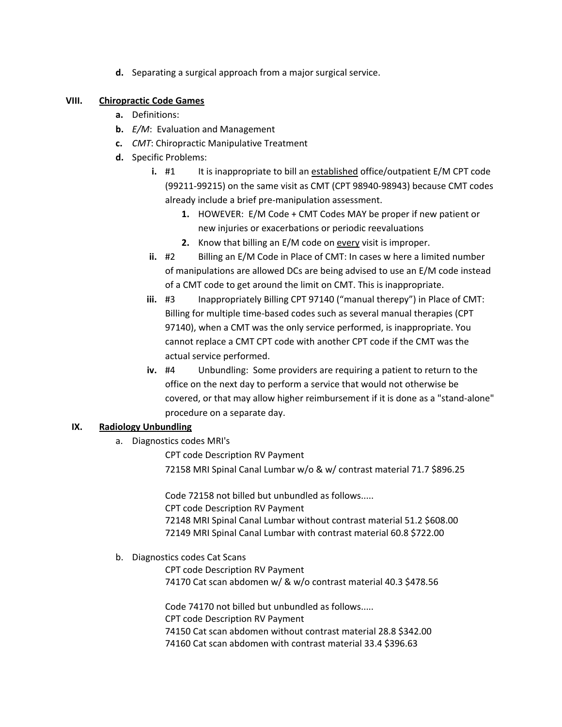d. Separating a surgical approach from a major surgical service.

## VIII. Chiropractic Code Games

a. Definitions:

b. *E/M*: Evaluation and Management

c. *CMT*: Chiropractic Manipulative Treatment

d. Specific Problems:

   i. #1 It is inappropriate to bill an established office/outpatient E/M CPT code (99211-99215) on the same visit as CMT (CPT 98940-98943) because CMT codes already include a brief pre-manipulation assessment.

      1. HOWEVER: E/M Code + CMT Codes MAY be proper if new patient or new injuries or exacerbations or periodic reevaluations
      2. Know that billing an E/M code on every visit is improper.

   ii. #2 Billing an E/M Code in Place of CMT: In cases w here a limited number of manipulations are allowed DCs are being advised to use an E/M code instead of a CMT code to get around the limit on CMT. This is inappropriate.

   iii. #3 Inappropriately Billing CPT 97140 ("manual therepy") in Place of CMT: Billing for multiple time-based codes such as several manual therapies (CPT 97140), when a CMT was the only service performed, is inappropriate. You cannot replace a CMT CPT code with another CPT code if the CMT was the actual service performed.

   iv. #4 Unbundling: Some providers are requiring a patient to return to the office on the next day to perform a service that would not otherwise be covered, or that may allow higher reimbursement if it is done as a "stand-alone" procedure on a separate day.

## IX. Radiology Unbundling

a. Diagnostics codes MRI's

CPT code Description RV Payment
72158 MRI Spinal Canal Lumbar w/o & w/ contrast material 71.7 $896.25

Code 72158 not billed but unbundled as follows.....
CPT code Description RV Payment
72148 MRI Spinal Canal Lumbar without contrast material 51.2 $608.00
72149 MRI Spinal Canal Lumbar with contrast material 60.8 $722.00

b. Diagnostics codes Cat Scans

CPT code Description RV Payment
74170 Cat scan abdomen w/ & w/o contrast material 40.3 $478.56

Code 74170 not billed but unbundled as follows.....
CPT code Description RV Payment
74150 Cat scan abdomen without contrast material 28.8 $342.00
74160 Cat scan abdomen with contrast material 33.4 $396.63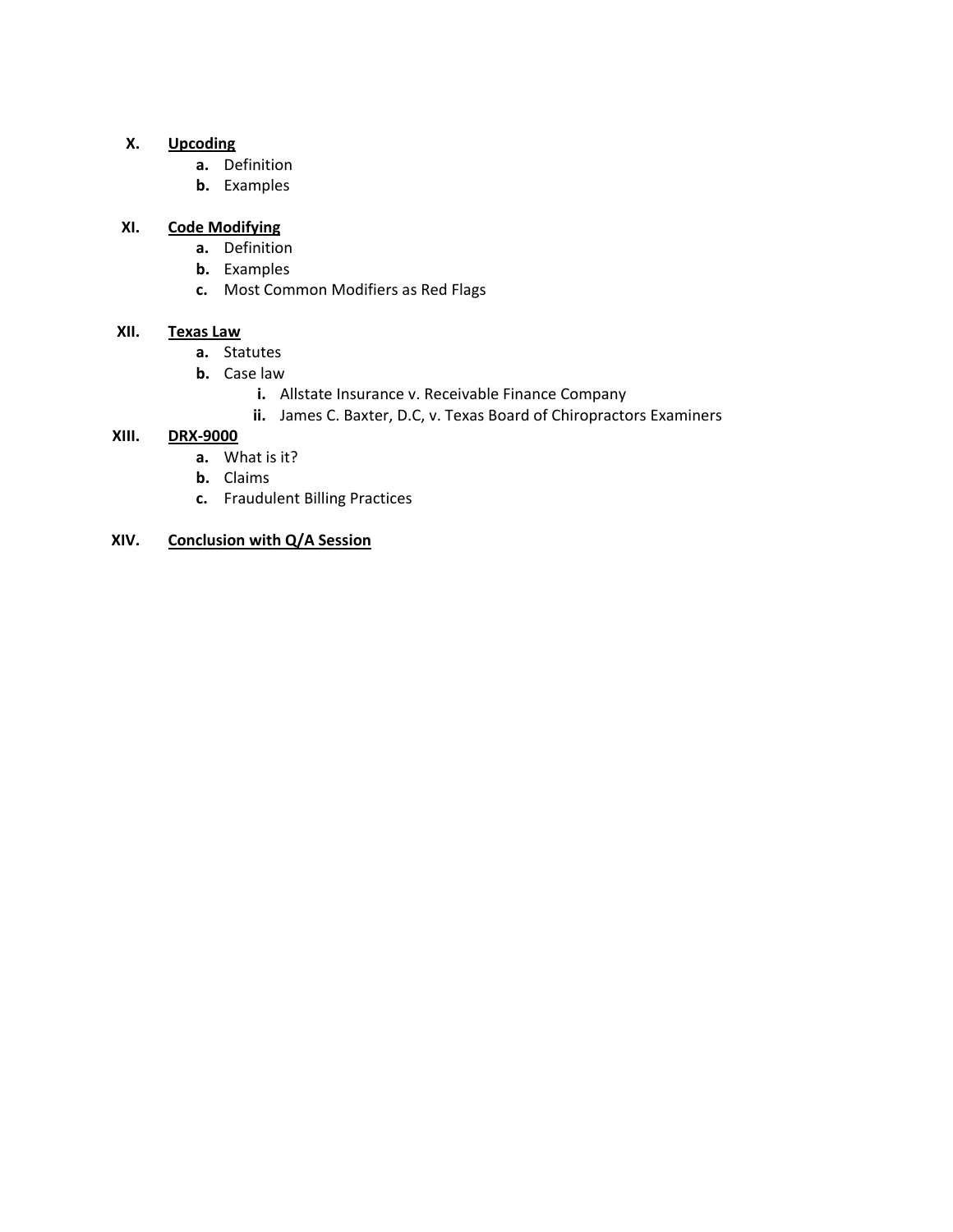X. **Upcoding**
   a. Definition
   b. Examples

XI. **Code Modifying**
   a. Definition
   b. Examples
   c. Most Common Modifiers as Red Flags

XII. **Texas Law**
   a. Statutes
   b. Case law
      i. Allstate Insurance v. Receivable Finance Company
      ii. James C. Baxter, D.C, v. Texas Board of Chiropractors Examiners

XIII. **DRX-9000**
   a. What is it?
   b. Claims
   c. Fraudulent Billing Practices

XIV. **Conclusion with Q/A Session**